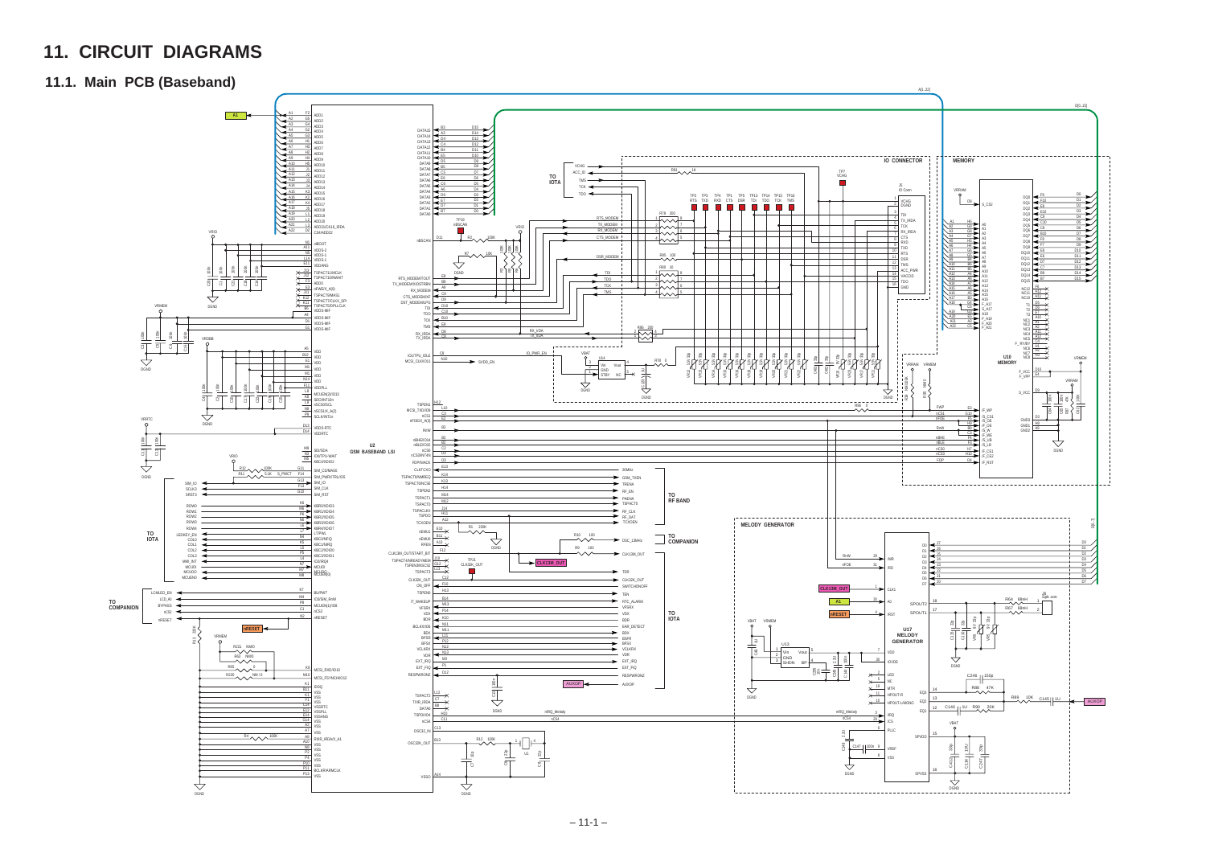# 11. CIRCUIT DIAGRAMS

## 11.1. Main PCB (Baseband)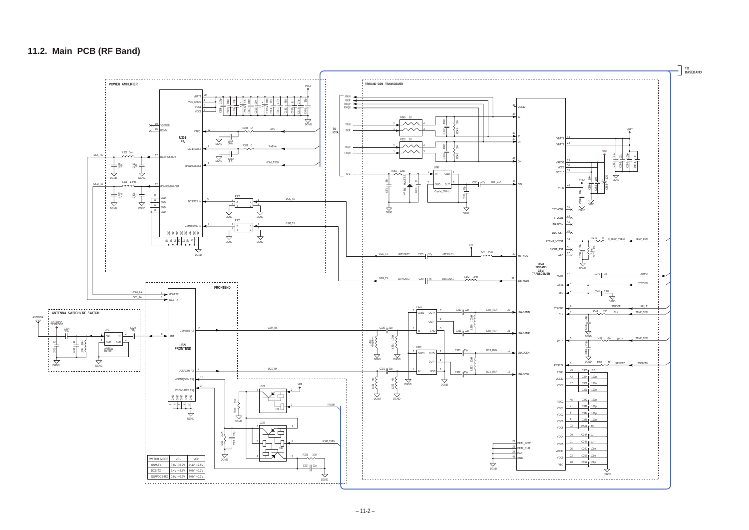## 11.2. Main PCB (RF Band)

| SWITCH MODE | VC1 | VC2 |
|---|---|---|
| GSM-TX | 0.0V ~0.2V | 2.4V ~2.8V |
| DCS-TX | 2.4V ~2.8V | 0.0V ~0.2V |
| GSM/DCS-RX | 0.0V ~0.2V | 0.0V ~0.2V |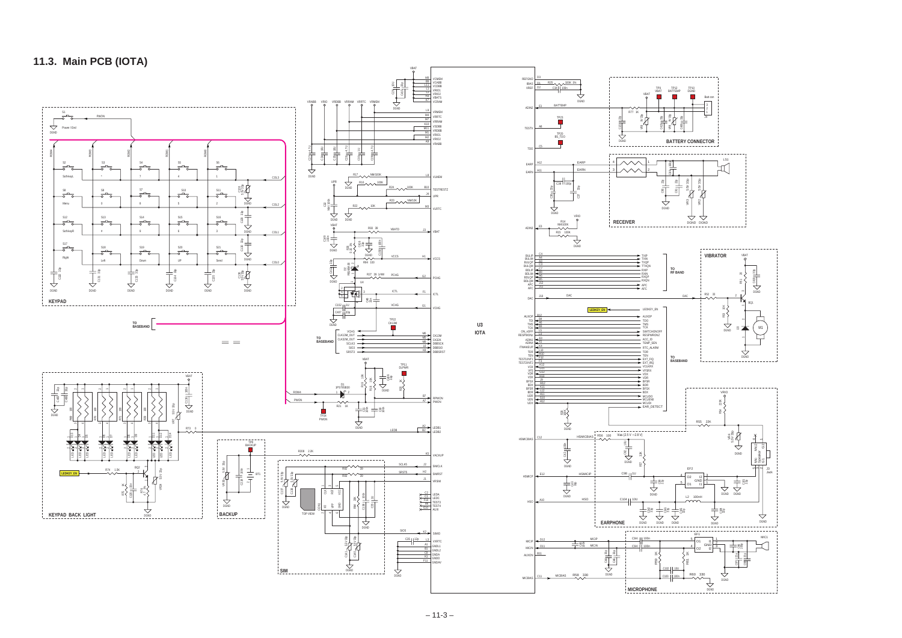## 11.3. Main PCB (IOTA)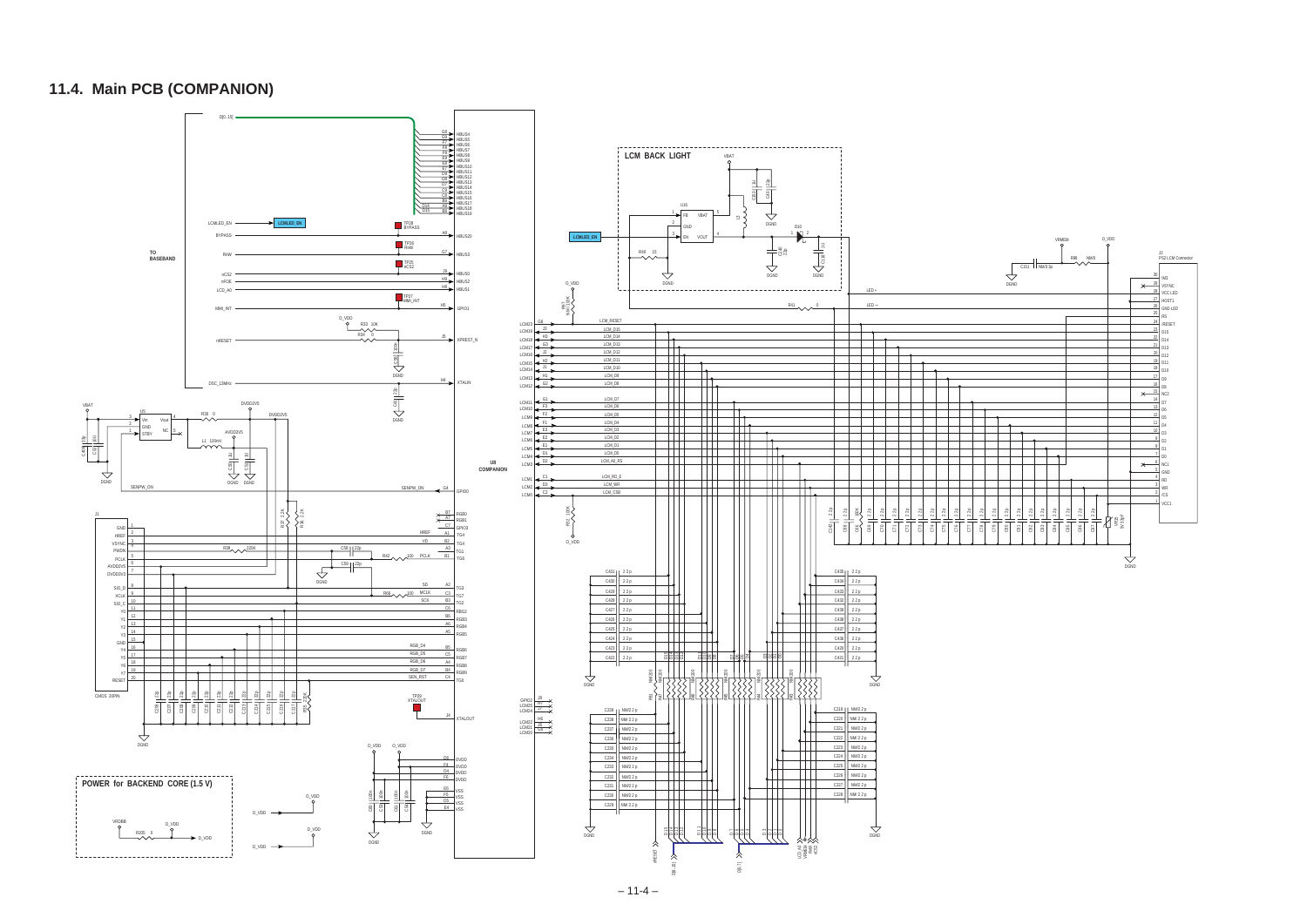## 11.4. Main PCB (COMPANION)

LCM BACK LIGHT

TO BASEBAND

POWER for BACKEND CORE (1.5 V)

U8 COMPANION

J1 CMOS 20PIN

J2 PS2 LCM Connector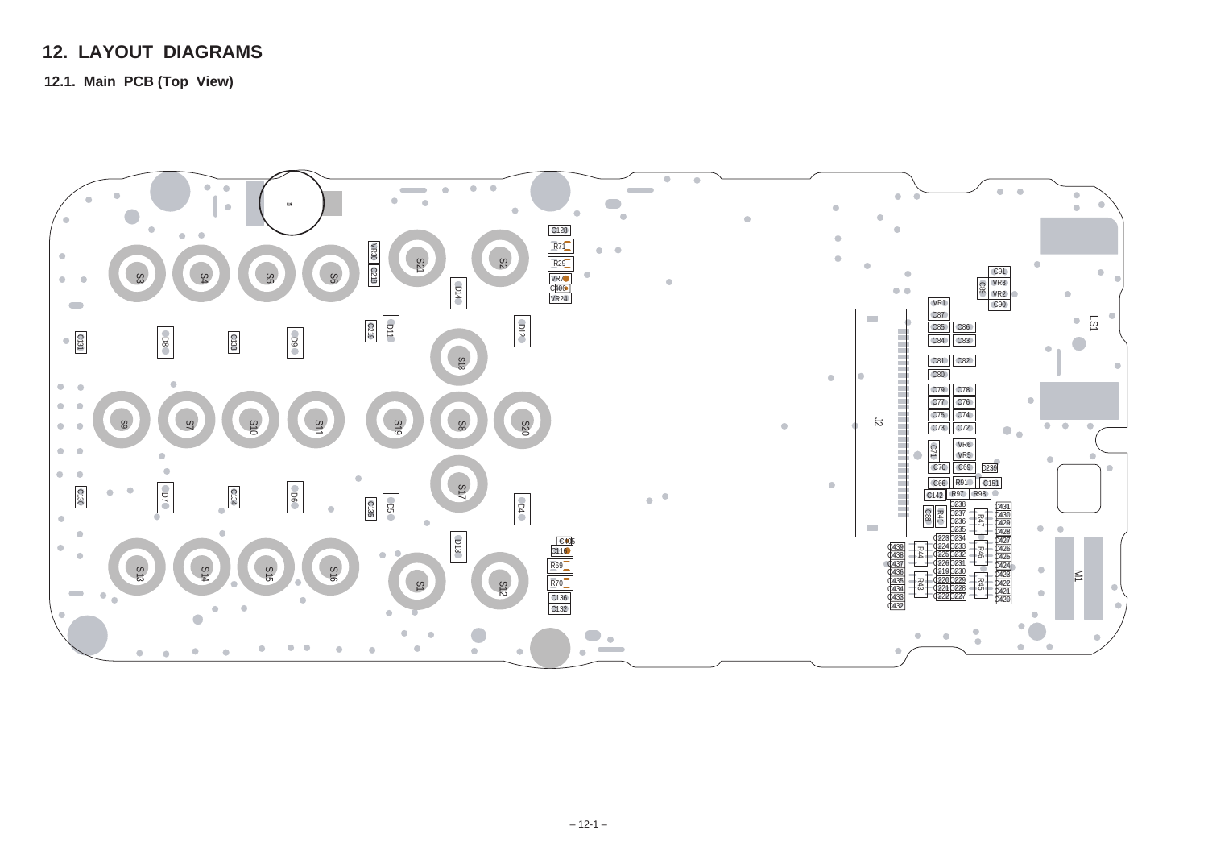## 12. LAYOUT DIAGRAMS

### 12.1. Main PCB (Top View)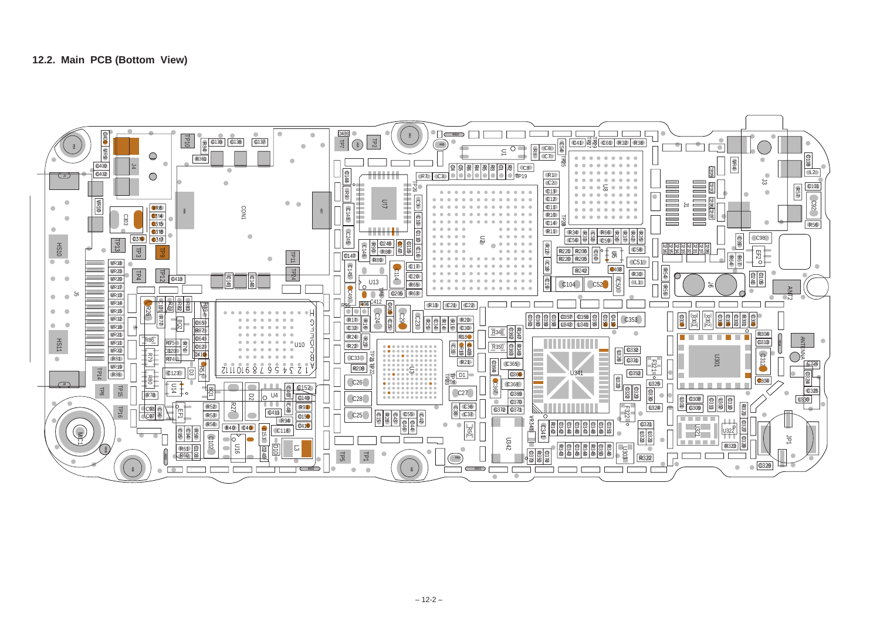## 12.2. Main PCB (Bottom View)